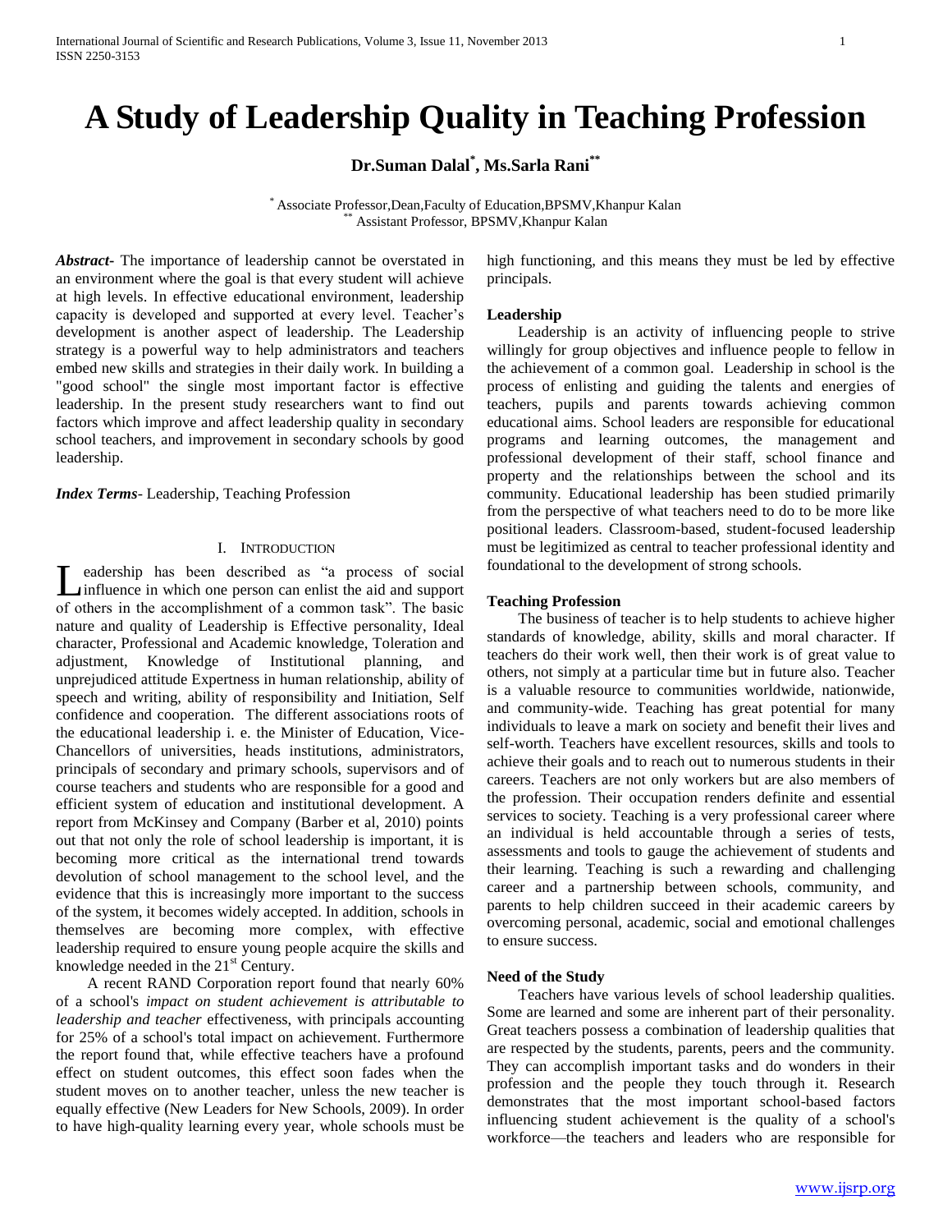# A Study of Leadership Quality in Teaching Profession

**Dr.Suman Dalal[*], Ms.Sarla Rani[**]**

[*] Associate Professor,Dean,Faculty of Education,BPSMV,Khanpur Kalan
[**] Assistant Professor, BPSMV,Khanpur Kalan

***Abstract-*** The importance of leadership cannot be overstated in an environment where the goal is that every student will achieve at high levels. In effective educational environment, leadership capacity is developed and supported at every level. Teacher's development is another aspect of leadership. The Leadership strategy is a powerful way to help administrators and teachers embed new skills and strategies in their daily work. In building a "good school" the single most important factor is effective leadership. In the present study researchers want to find out factors which improve and affect leadership quality in secondary school teachers, and improvement in secondary schools by good leadership.

***Index Terms-*** Leadership, Teaching Profession

## I. Introduction

Leadership has been described as "a process of social influence in which one person can enlist the aid and support of others in the accomplishment of a common task". The basic nature and quality of Leadership is Effective personality, Ideal character, Professional and Academic knowledge, Toleration and adjustment, Knowledge of Institutional planning, and unprejudiced attitude Expertness in human relationship, ability of speech and writing, ability of responsibility and Initiation, Self confidence and cooperation. The different associations roots of the educational leadership i. e. the Minister of Education, Vice-Chancellors of universities, heads institutions, administrators, principals of secondary and primary schools, supervisors and of course teachers and students who are responsible for a good and efficient system of education and institutional development. A report from McKinsey and Company (Barber et al, 2010) points out that not only the role of school leadership is important, it is becoming more critical as the international trend towards devolution of school management to the school level, and the evidence that this is increasingly more important to the success of the system, it becomes widely accepted. In addition, schools in themselves are becoming more complex, with effective leadership required to ensure young people acquire the skills and knowledge needed in the 21st Century.

A recent RAND Corporation report found that nearly 60% of a school's *impact on student achievement is attributable to leadership and teacher* effectiveness, with principals accounting for 25% of a school's total impact on achievement. Furthermore the report found that, while effective teachers have a profound effect on student outcomes, this effect soon fades when the student moves on to another teacher, unless the new teacher is equally effective (New Leaders for New Schools, 2009). In order to have high-quality learning every year, whole schools must be high functioning, and this means they must be led by effective principals.

### Leadership

Leadership is an activity of influencing people to strive willingly for group objectives and influence people to fellow in the achievement of a common goal. Leadership in school is the process of enlisting and guiding the talents and energies of teachers, pupils and parents towards achieving common educational aims. School leaders are responsible for educational programs and learning outcomes, the management and professional development of their staff, school finance and property and the relationships between the school and its community. Educational leadership has been studied primarily from the perspective of what teachers need to do to be more like positional leaders. Classroom-based, student-focused leadership must be legitimized as central to teacher professional identity and foundational to the development of strong schools.

### Teaching Profession

The business of teacher is to help students to achieve higher standards of knowledge, ability, skills and moral character. If teachers do their work well, then their work is of great value to others, not simply at a particular time but in future also. Teacher is a valuable resource to communities worldwide, nationwide, and community-wide. Teaching has great potential for many individuals to leave a mark on society and benefit their lives and self-worth. Teachers have excellent resources, skills and tools to achieve their goals and to reach out to numerous students in their careers. Teachers are not only workers but are also members of the profession. Their occupation renders definite and essential services to society. Teaching is a very professional career where an individual is held accountable through a series of tests, assessments and tools to gauge the achievement of students and their learning. Teaching is such a rewarding and challenging career and a partnership between schools, community, and parents to help children succeed in their academic careers by overcoming personal, academic, social and emotional challenges to ensure success.

### Need of the Study

Teachers have various levels of school leadership qualities. Some are learned and some are inherent part of their personality. Great teachers possess a combination of leadership qualities that are respected by the students, parents, peers and the community. They can accomplish important tasks and do wonders in their profession and the people they touch through it. Research demonstrates that the most important school-based factors influencing student achievement is the quality of a school's workforce—the teachers and leaders who are responsible for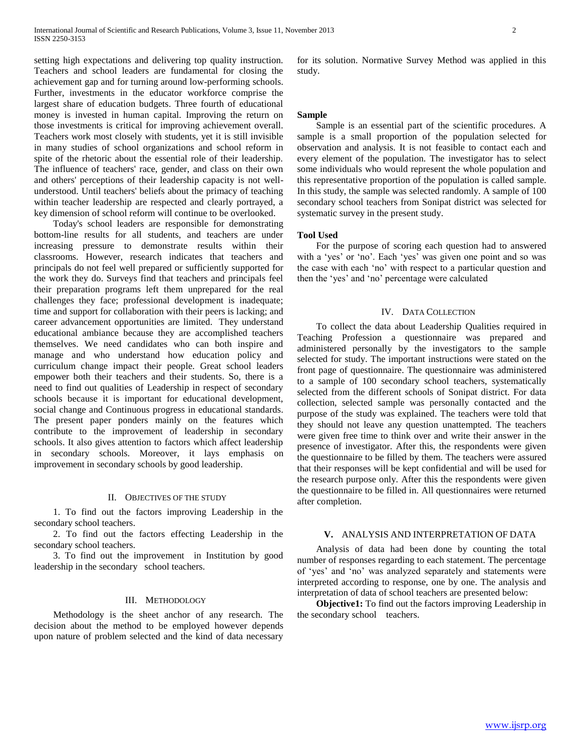setting high expectations and delivering top quality instruction. Teachers and school leaders are fundamental for closing the achievement gap and for turning around low-performing schools. Further, investments in the educator workforce comprise the largest share of education budgets. Three fourth of educational money is invested in human capital. Improving the return on those investments is critical for improving achievement overall. Teachers work most closely with students, yet it is still invisible in many studies of school organizations and school reform in spite of the rhetoric about the essential role of their leadership. The influence of teachers' race, gender, and class on their own and others' perceptions of their leadership capacity is not well-understood. Until teachers' beliefs about the primacy of teaching within teacher leadership are respected and clearly portrayed, a key dimension of school reform will continue to be overlooked.

Today's school leaders are responsible for demonstrating bottom-line results for all students, and teachers are under increasing pressure to demonstrate results within their classrooms. However, research indicates that teachers and principals do not feel well prepared or sufficiently supported for the work they do. Surveys find that teachers and principals feel their preparation programs left them unprepared for the real challenges they face; professional development is inadequate; time and support for collaboration with their peers is lacking; and career advancement opportunities are limited. They understand educational ambiance because they are accomplished teachers themselves. We need candidates who can both inspire and manage and who understand how education policy and curriculum change impact their people. Great school leaders empower both their teachers and their students. So, there is a need to find out qualities of Leadership in respect of secondary schools because it is important for educational development, social change and Continuous progress in educational standards. The present paper ponders mainly on the features which contribute to the improvement of leadership in secondary schools. It also gives attention to factors which affect leadership in secondary schools. Moreover, it lays emphasis on improvement in secondary schools by good leadership.

## II. Objectives of the Study

1. To find out the factors improving Leadership in the secondary school teachers.
2. To find out the factors effecting Leadership in the secondary school teachers.
3. To find out the improvement in Institution by good leadership in the secondary school teachers.

## III. Methodology

Methodology is the sheet anchor of any research. The decision about the method to be employed however depends upon nature of problem selected and the kind of data necessary for its solution. Normative Survey Method was applied in this study.

### Sample

Sample is an essential part of the scientific procedures. A sample is a small proportion of the population selected for observation and analysis. It is not feasible to contact each and every element of the population. The investigator has to select some individuals who would represent the whole population and this representative proportion of the population is called sample. In this study, the sample was selected randomly. A sample of 100 secondary school teachers from Sonipat district was selected for systematic survey in the present study.

### Tool Used

For the purpose of scoring each question had to answered with a 'yes' or 'no'. Each 'yes' was given one point and so was the case with each 'no' with respect to a particular question and then the 'yes' and 'no' percentage were calculated

## IV. Data Collection

To collect the data about Leadership Qualities required in Teaching Profession a questionnaire was prepared and administered personally by the investigators to the sample selected for study. The important instructions were stated on the front page of questionnaire. The questionnaire was administered to a sample of 100 secondary school teachers, systematically selected from the different schools of Sonipat district. For data collection, selected sample was personally contacted and the purpose of the study was explained. The teachers were told that they should not leave any question unattempted. The teachers were given free time to think over and write their answer in the presence of investigator. After this, the respondents were given the questionnaire to be filled by them. The teachers were assured that their responses will be kept confidential and will be used for the research purpose only. After this the respondents were given the questionnaire to be filled in. All questionnaires were returned after completion.

## V. Analysis and Interpretation of Data

Analysis of data had been done by counting the total number of responses regarding to each statement. The percentage of 'yes' and 'no' was analyzed separately and statements were interpreted according to response, one by one. The analysis and interpretation of data of school teachers are presented below:

**Objective1:** To find out the factors improving Leadership in the secondary school teachers.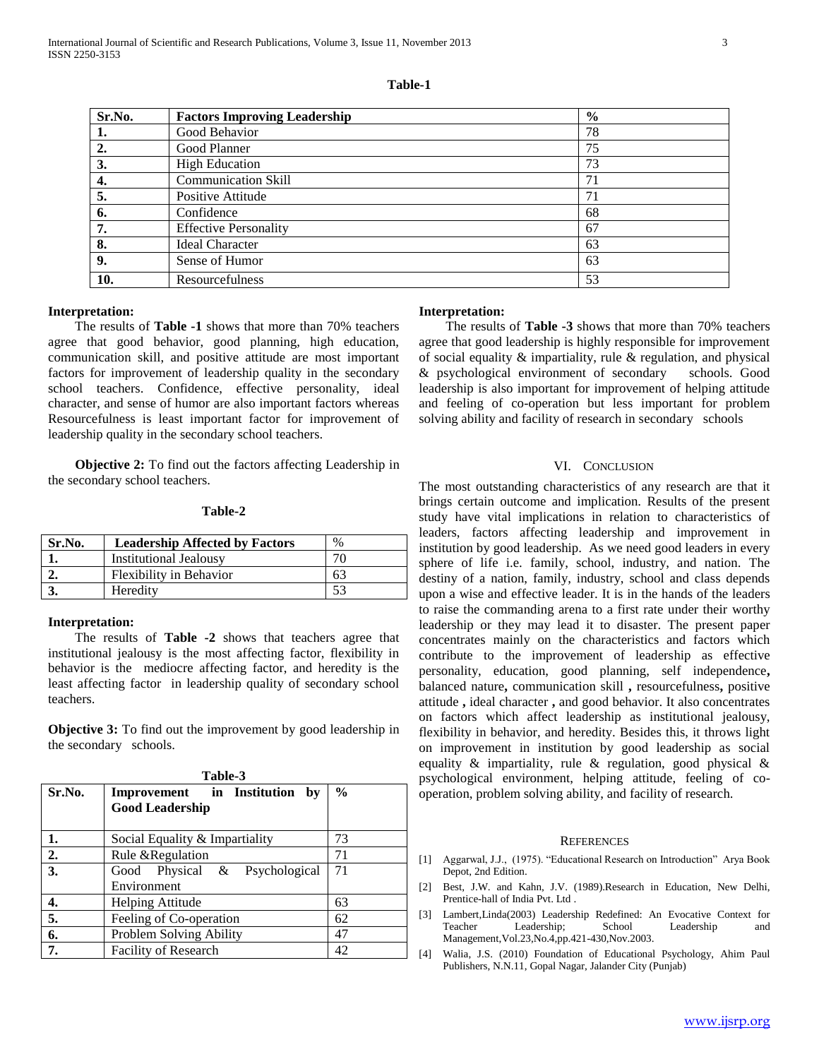**Table-1**

| Sr.No. | Factors Improving Leadership | % |
|---|---|---|
| 1. | Good Behavior | 78 |
| 2. | Good Planner | 75 |
| 3. | High Education | 73 |
| 4. | Communication Skill | 71 |
| 5. | Positive Attitude | 71 |
| 6. | Confidence | 68 |
| 7. | Effective Personality | 67 |
| 8. | Ideal Character | 63 |
| 9. | Sense of Humor | 63 |
| 10. | Resourcefulness | 53 |

**Interpretation:**

The results of **Table -1** shows that more than 70% teachers agree that good behavior, good planning, high education, communication skill, and positive attitude are most important factors for improvement of leadership quality in the secondary school teachers. Confidence, effective personality, ideal character, and sense of humor are also important factors whereas Resourcefulness is least important factor for improvement of leadership quality in the secondary school teachers.

**Objective 2:** To find out the factors affecting Leadership in the secondary school teachers.

**Table-2**

| Sr.No. | Leadership Affected by Factors | % |
|---|---|---|
| 1. | Institutional Jealousy | 70 |
| 2. | Flexibility in Behavior | 63 |
| 3. | Heredity | 53 |

**Interpretation:**

The results of **Table -2** shows that teachers agree that institutional jealousy is the most affecting factor, flexibility in behavior is the mediocre affecting factor, and heredity is the least affecting factor in leadership quality of secondary school teachers.

**Objective 3:** To find out the improvement by good leadership in the secondary schools.

**Table-3**

| Sr.No. | Improvement in Institution by Good Leadership | % |
|---|---|---|
| 1. | Social Equality & Impartiality | 73 |
| 2. | Rule &Regulation | 71 |
| 3. | Good Physical & Psychological Environment | 71 |
| 4. | Helping Attitude | 63 |
| 5. | Feeling of Co-operation | 62 |
| 6. | Problem Solving Ability | 47 |
| 7. | Facility of Research | 42 |

**Interpretation:**

The results of **Table -3** shows that more than 70% teachers agree that good leadership is highly responsible for improvement of social equality & impartiality, rule & regulation, and physical & psychological environment of secondary schools. Good leadership is also important for improvement of helping attitude and feeling of co-operation but less important for problem solving ability and facility of research in secondary schools

## VI. Conclusion

The most outstanding characteristics of any research are that it brings certain outcome and implication. Results of the present study have vital implications in relation to characteristics of leaders, factors affecting leadership and improvement in institution by good leadership. As we need good leaders in every sphere of life i.e. family, school, industry, and nation. The destiny of a nation, family, industry, school and class depends upon a wise and effective leader. It is in the hands of the leaders to raise the commanding arena to a first rate under their worthy leadership or they may lead it to disaster. The present paper concentrates mainly on the characteristics and factors which contribute to the improvement of leadership as effective personality, education, good planning, self independence**,** balanced nature**,** communication skill **,** resourcefulness**,** positive attitude **,** ideal character **,** and good behavior. It also concentrates on factors which affect leadership as institutional jealousy, flexibility in behavior, and heredity. Besides this, it throws light on improvement in institution by good leadership as social equality & impartiality, rule & regulation, good physical & psychological environment, helping attitude, feeling of co-operation, problem solving ability, and facility of research.

## References

[1] Aggarwal, J.J., (1975). "Educational Research on Introduction" Arya Book Depot, 2nd Edition.

[2] Best, J.W. and Kahn, J.V. (1989).Research in Education, New Delhi, Prentice-hall of India Pvt. Ltd .

[3] Lambert,Linda(2003) Leadership Redefined: An Evocative Context for Teacher Leadership; School Leadership and Management,Vol.23,No.4,pp.421-430,Nov.2003.

[4] Walia, J.S. (2010) Foundation of Educational Psychology, Ahim Paul Publishers, N.N.11, Gopal Nagar, Jalander City (Punjab)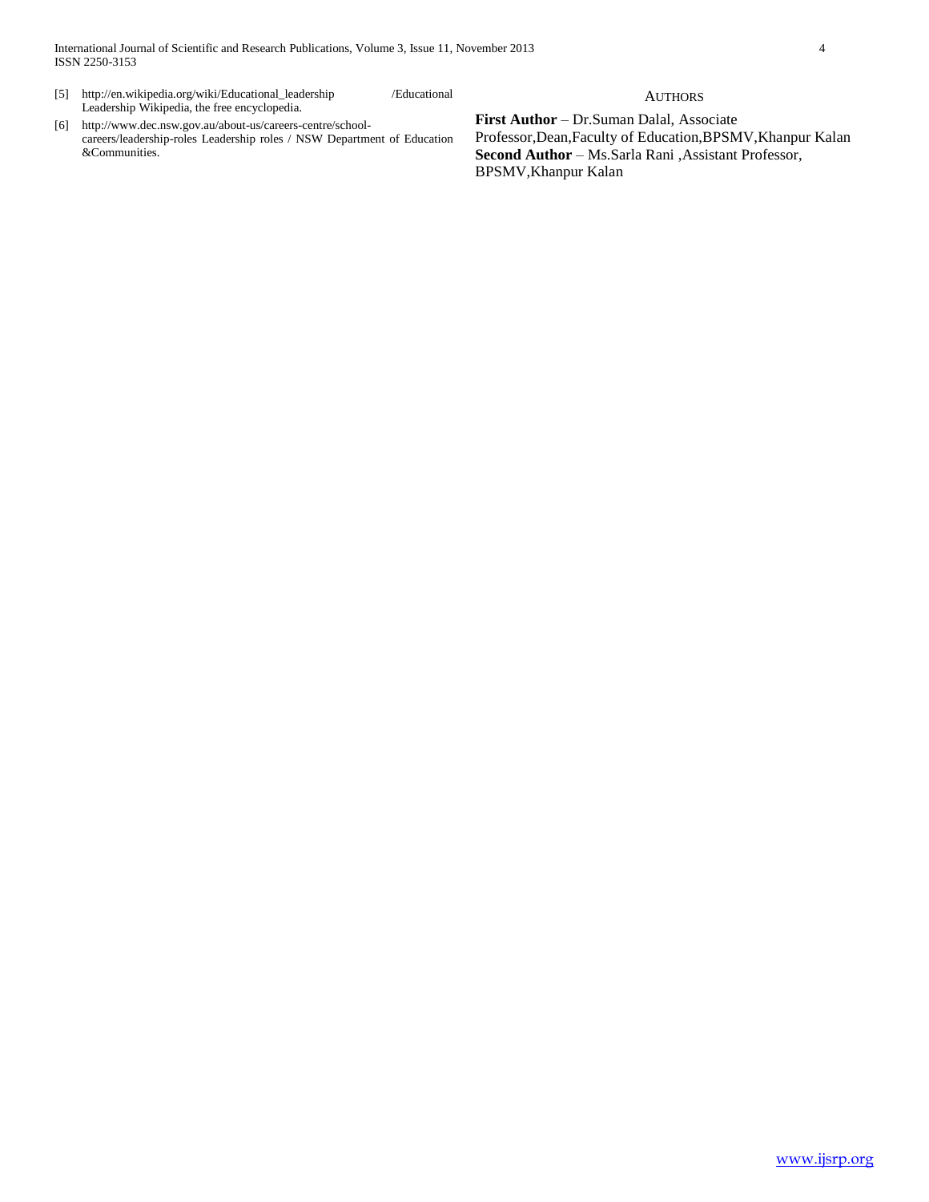[5] http://en.wikipedia.org/wiki/Educational_leadership /Educational Leadership Wikipedia, the free encyclopedia.

[6] http://www.dec.nsw.gov.au/about-us/careers-centre/school-careers/leadership-roles Leadership roles / NSW Department of Education &Communities.

## AUTHORS

**First Author** – Dr.Suman Dalal, Associate Professor,Dean,Faculty of Education,BPSMV,Khanpur Kalan

**Second Author** – Ms.Sarla Rani ,Assistant Professor, BPSMV,Khanpur Kalan